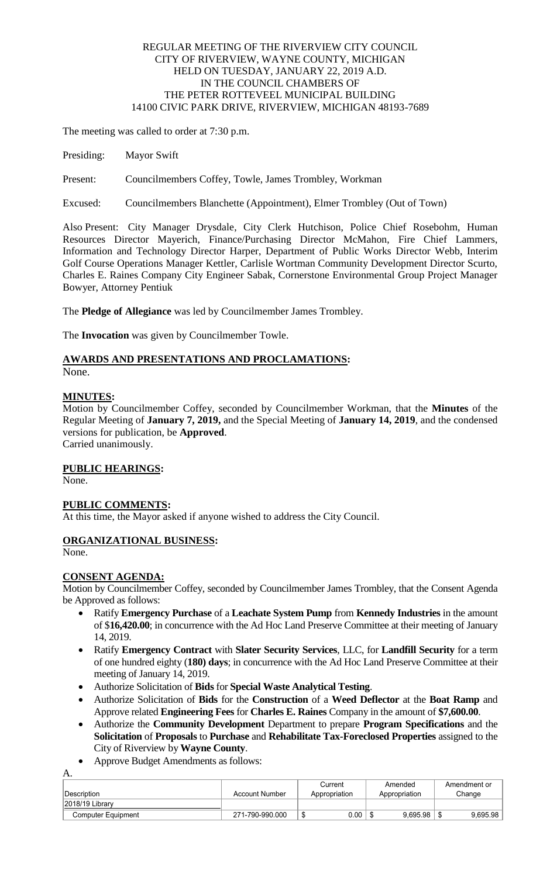REGULAR MEETING OF THE RIVERVIEW CITY COUNCIL
CITY OF RIVERVIEW, WAYNE COUNTY, MICHIGAN
HELD ON TUESDAY, JANUARY 22, 2019 A.D.
IN THE COUNCIL CHAMBERS OF
THE PETER ROTTEVEEL MUNICIPAL BUILDING
14100 CIVIC PARK DRIVE, RIVERVIEW, MICHIGAN 48193-7689

The meeting was called to order at 7:30 p.m.

Presiding: Mayor Swift

Present: Councilmembers Coffey, Towle, James Trombley, Workman

Excused: Councilmembers Blanchette (Appointment), Elmer Trombley (Out of Town)

Also Present: City Manager Drysdale, City Clerk Hutchison, Police Chief Rosebohm, Human Resources Director Mayerich, Finance/Purchasing Director McMahon, Fire Chief Lammers, Information and Technology Director Harper, Department of Public Works Director Webb, Interim Golf Course Operations Manager Kettler, Carlisle Wortman Community Development Director Scurto, Charles E. Raines Company City Engineer Sabak, Cornerstone Environmental Group Project Manager Bowyer, Attorney Pentiuk

The **Pledge of Allegiance** was led by Councilmember James Trombley.

The **Invocation** was given by Councilmember Towle.

## AWARDS AND PRESENTATIONS AND PROCLAMATIONS:

None.

## MINUTES:

Motion by Councilmember Coffey, seconded by Councilmember Workman, that the **Minutes** of the Regular Meeting of **January 7, 2019,** and the Special Meeting of **January 14, 2019**, and the condensed versions for publication, be **Approved**.
Carried unanimously.

## PUBLIC HEARINGS:

None.

## PUBLIC COMMENTS:

At this time, the Mayor asked if anyone wished to address the City Council.

## ORGANIZATIONAL BUSINESS:

None.

## CONSENT AGENDA:

Motion by Councilmember Coffey, seconded by Councilmember James Trombley, that the Consent Agenda be Approved as follows:

- Ratify **Emergency Purchase** of a **Leachate System Pump** from **Kennedy Industries** in the amount of $**16,420.00**; in concurrence with the Ad Hoc Land Preserve Committee at their meeting of January 14, 2019.
- Ratify **Emergency Contract** with **Slater Security Services**, LLC, for **Landfill Security** for a term of one hundred eighty (**180) days**; in concurrence with the Ad Hoc Land Preserve Committee at their meeting of January 14, 2019.
- Authorize Solicitation of **Bids** for **Special Waste Analytical Testing**.
- Authorize Solicitation of **Bids** for the **Construction** of a **Weed Deflector** at the **Boat Ramp** and Approve related **Engineering Fees** for **Charles E. Raines** Company in the amount of **$7,600.00**.
- Authorize the **Community Development** Department to prepare **Program Specifications** and the **Solicitation** of **Proposals** to **Purchase** and **Rehabilitate Tax-Foreclosed Properties** assigned to the City of Riverview by **Wayne County**.
- Approve Budget Amendments as follows:

A.

| Description | Account Number | Current Appropriation | Amended Appropriation | Amendment or Change |
|---|---|---|---|---|
| 2018/19 Library | | | | |
| Computer Equipment | 271-790-990.000 | $ 0.00 | $ 9,695.98 | $ 9,695.98 |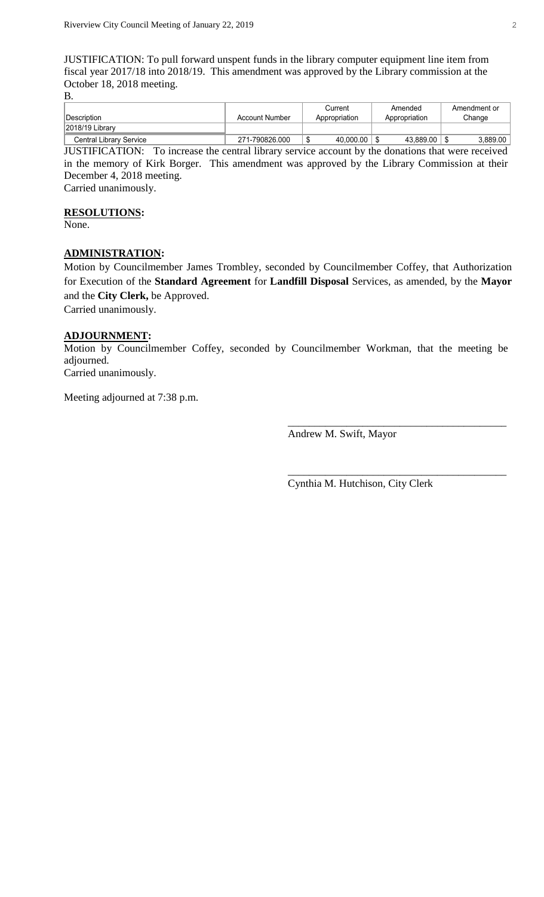JUSTIFICATION: To pull forward unspent funds in the library computer equipment line item from fiscal year 2017/18 into 2018/19. This amendment was approved by the Library commission at the October 18, 2018 meeting.

B.

| Description | Account Number | Current Appropriation | Amended Appropriation | Amendment or Change |
|---|---|---|---|---|
| 2018/19 Library | | | | |
| Central Library Service | 271-790826.000 | $ 40,000.00 | $ 43,889.00 | $ 3,889.00 |

JUSTIFICATION: To increase the central library service account by the donations that were received in the memory of Kirk Borger. This amendment was approved by the Library Commission at their December 4, 2018 meeting.

Carried unanimously.

**RESOLUTIONS:**

None.

**ADMINISTRATION:**

Motion by Councilmember James Trombley, seconded by Councilmember Coffey, that Authorization for Execution of the **Standard Agreement** for **Landfill Disposal** Services, as amended, by the **Mayor** and the **City Clerk,** be Approved.

Carried unanimously.

**ADJOURNMENT:**

Motion by Councilmember Coffey, seconded by Councilmember Workman, that the meeting be adjourned.

Carried unanimously.

Meeting adjourned at 7:38 p.m.

\_\_\_\_\_\_\_\_\_\_\_\_\_\_\_\_\_\_\_\_\_\_\_\_\_\_\_\_\_\_\_\_\_\_\_\_\_\_\_\_

Andrew M. Swift, Mayor

\_\_\_\_\_\_\_\_\_\_\_\_\_\_\_\_\_\_\_\_\_\_\_\_\_\_\_\_\_\_\_\_\_\_\_\_\_\_\_\_

Cynthia M. Hutchison, City Clerk